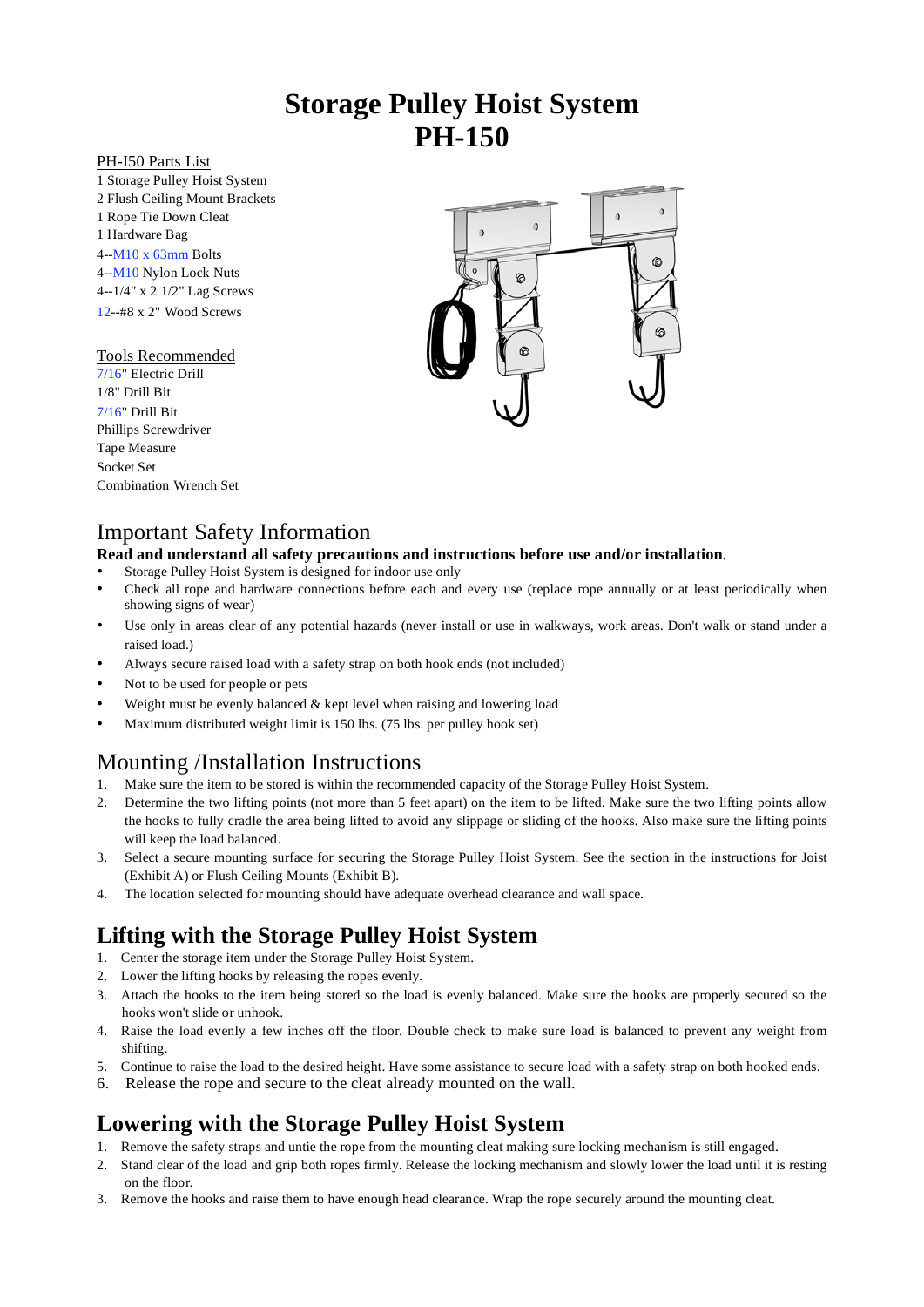# Storage Pulley Hoist System
# PH-150

PH-I50 Parts List

1 Storage Pulley Hoist System
2 Flush Ceiling Mount Brackets
1 Rope Tie Down Cleat
1 Hardware Bag
4--M10 x 63mm Bolts
4--M10 Nylon Lock Nuts
4--1/4" x 2 1/2" Lag Screws
12--#8 x 2" Wood Screws

Tools Recommended

7/16" Electric Drill
1/8" Drill Bit
7/16" Drill Bit
Phillips Screwdriver
Tape Measure
Socket Set
Combination Wrench Set

## Important Safety Information

**Read and understand all safety precautions and instructions before use and/or installation**.

- Storage Pulley Hoist System is designed for indoor use only
- Check all rope and hardware connections before each and every use (replace rope annually or at least periodically when showing signs of wear)
- Use only in areas clear of any potential hazards (never install or use in walkways, work areas. Don't walk or stand under a raised load.)
- Always secure raised load with a safety strap on both hook ends (not included)
- Not to be used for people or pets
- Weight must be evenly balanced & kept level when raising and lowering load
- Maximum distributed weight limit is 150 lbs. (75 lbs. per pulley hook set)

## Mounting /Installation Instructions

1. Make sure the item to be stored is within the recommended capacity of the Storage Pulley Hoist System.
2. Determine the two lifting points (not more than 5 feet apart) on the item to be lifted. Make sure the two lifting points allow the hooks to fully cradle the area being lifted to avoid any slippage or sliding of the hooks. Also make sure the lifting points will keep the load balanced.
3. Select a secure mounting surface for securing the Storage Pulley Hoist System. See the section in the instructions for Joist (Exhibit A) or Flush Ceiling Mounts (Exhibit B).
4. The location selected for mounting should have adequate overhead clearance and wall space.

## Lifting with the Storage Pulley Hoist System

1. Center the storage item under the Storage Pulley Hoist System.
2. Lower the lifting hooks by releasing the ropes evenly.
3. Attach the hooks to the item being stored so the load is evenly balanced. Make sure the hooks are properly secured so the hooks won't slide or unhook.
4. Raise the load evenly a few inches off the floor. Double check to make sure load is balanced to prevent any weight from shifting.
5. Continue to raise the load to the desired height. Have some assistance to secure load with a safety strap on both hooked ends.
6. Release the rope and secure to the cleat already mounted on the wall.

## Lowering with the Storage Pulley Hoist System

1. Remove the safety straps and untie the rope from the mounting cleat making sure locking mechanism is still engaged.
2. Stand clear of the load and grip both ropes firmly. Release the locking mechanism and slowly lower the load until it is resting on the floor.
3. Remove the hooks and raise them to have enough head clearance. Wrap the rope securely around the mounting cleat.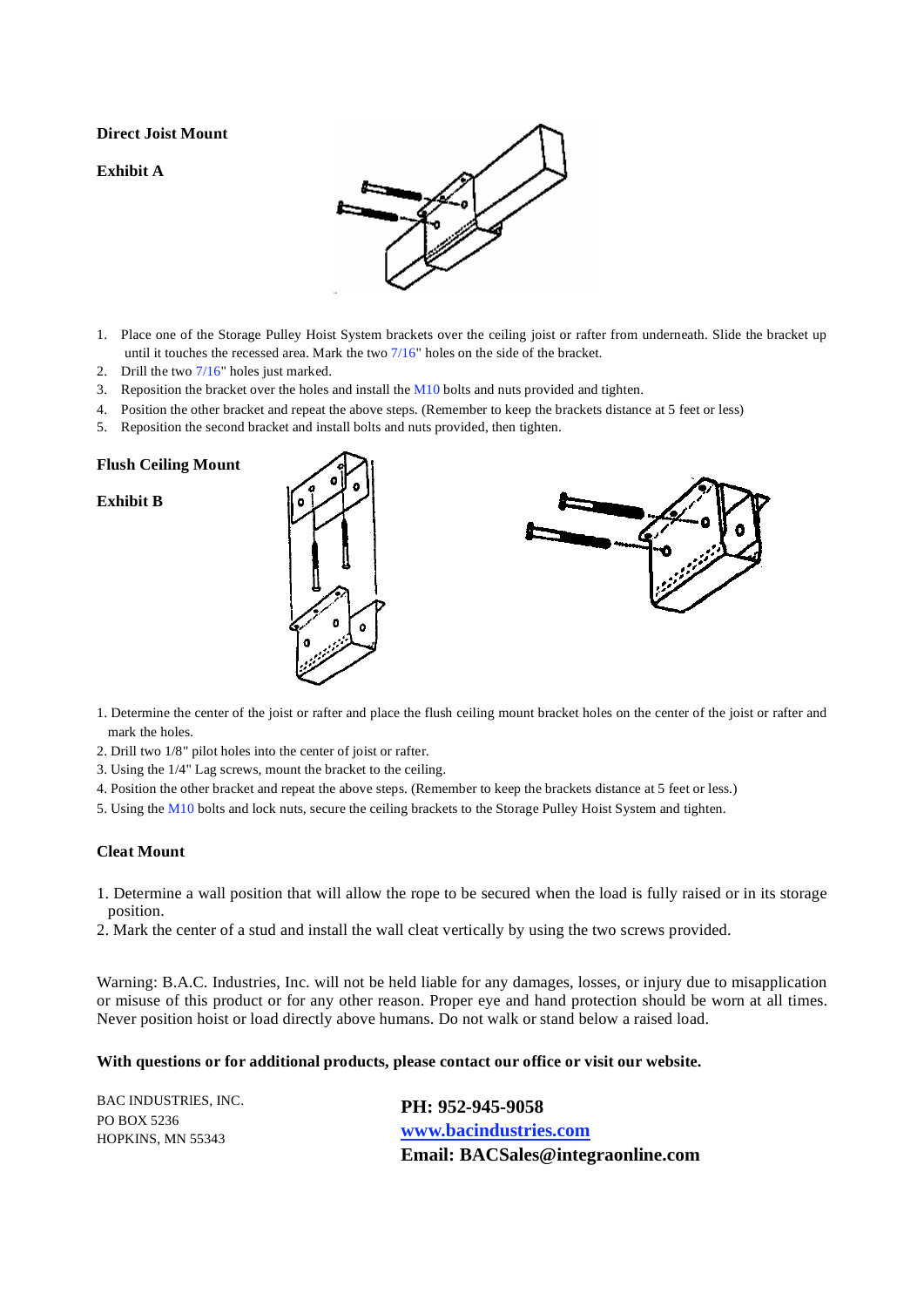**Direct Joist Mount**

**Exhibit A**

1. Place one of the Storage Pulley Hoist System brackets over the ceiling joist or rafter from underneath. Slide the bracket up until it touches the recessed area. Mark the two 7/16" holes on the side of the bracket.
2. Drill the two 7/16" holes just marked.
3. Reposition the bracket over the holes and install the M10 bolts and nuts provided and tighten.
4. Position the other bracket and repeat the above steps. (Remember to keep the brackets distance at 5 feet or less)
5. Reposition the second bracket and install bolts and nuts provided, then tighten.

**Flush Ceiling Mount**

**Exhibit B**

1. Determine the center of the joist or rafter and place the flush ceiling mount bracket holes on the center of the joist or rafter and mark the holes.
2. Drill two 1/8" pilot holes into the center of joist or rafter.
3. Using the 1/4" Lag screws, mount the bracket to the ceiling.
4. Position the other bracket and repeat the above steps. (Remember to keep the brackets distance at 5 feet or less.)
5. Using the M10 bolts and lock nuts, secure the ceiling brackets to the Storage Pulley Hoist System and tighten.

**Cleat Mount**

1. Determine a wall position that will allow the rope to be secured when the load is fully raised or in its storage position.
2. Mark the center of a stud and install the wall cleat vertically by using the two screws provided.

Warning: B.A.C. Industries, Inc. will not be held liable for any damages, losses, or injury due to misapplication or misuse of this product or for any other reason. Proper eye and hand protection should be worn at all times. Never position hoist or load directly above humans. Do not walk or stand below a raised load.

**With questions or for additional products, please contact our office or visit our website.**

BAC INDUSTRIES, INC.
PO BOX 5236
HOPKINS, MN 55343

**PH: 952-945-9058**
**www.bacindustries.com**
**Email: BACSales@integraonline.com**